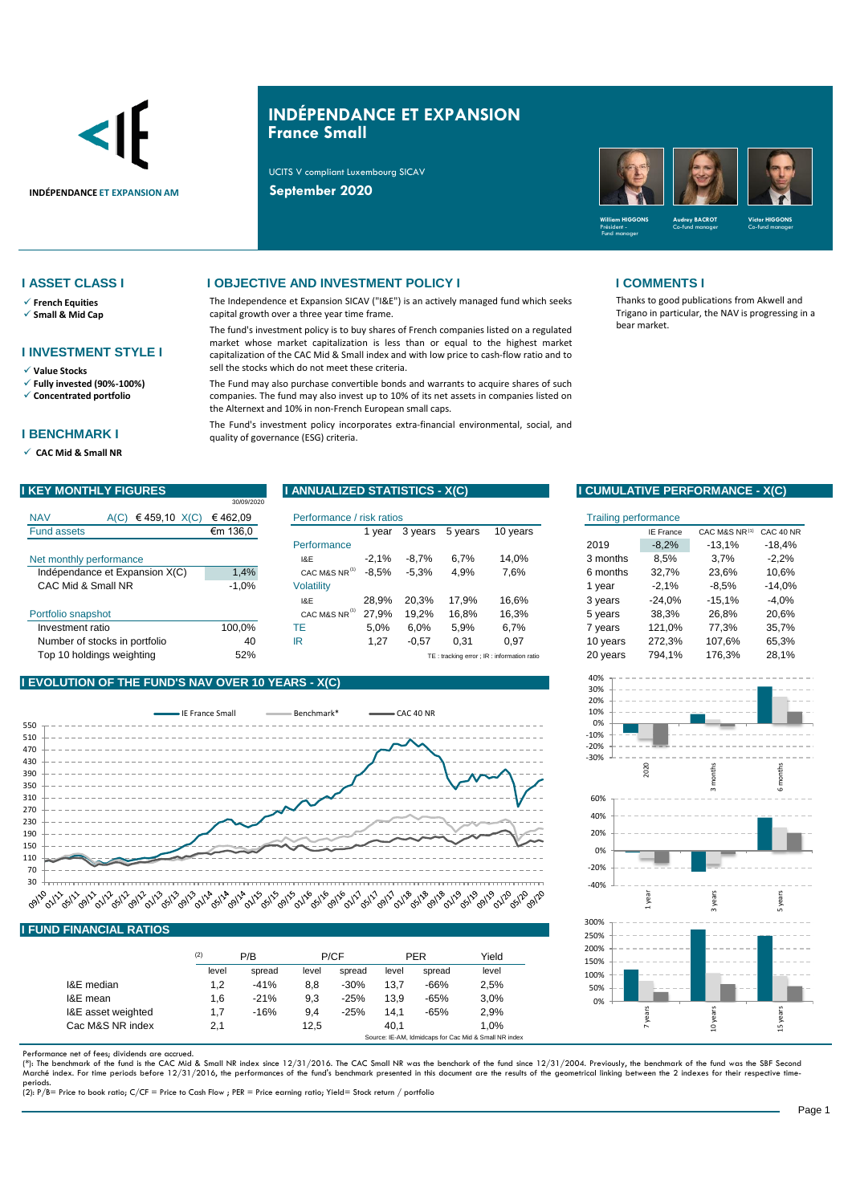# INDÉPENDANCE ET EXPANSION
## France Small

UCITS V compliant Luxembourg SICAV

**September 2020**

William HIGGONS – Président - Fund manager
Audrey BACROT – Co-fund manager
Victor HIGGONS – Co-fund manager

INDÉPENDANCE ET EXPANSION AM

## I ASSET CLASS I

- ✓ **French Equities**
- ✓ **Small & Mid Cap**

## I INVESTMENT STYLE I

- ✓ **Value Stocks**
- ✓ **Fully invested (90%-100%)**
- ✓ **Concentrated portfolio**

## I BENCHMARK I

- ✓ **CAC Mid & Small NR**

## I OBJECTIVE AND INVESTMENT POLICY I

The Independence et Expansion SICAV ("I&E") is an actively managed fund which seeks capital growth over a three year time frame.

The fund's investment policy is to buy shares of French companies listed on a regulated market whose market capitalization is less than or equal to the highest market capitalization of the CAC Mid & Small index and with low price to cash-flow ratio and to sell the stocks which do not meet these criteria.

The Fund may also purchase convertible bonds and warrants to acquire shares of such companies. The fund may also invest up to 10% of its net assets in companies listed on the Alternext and 10% in non-French European small caps.

The Fund's investment policy incorporates extra-financial environmental, social, and quality of governance (ESG) criteria.

## I COMMENTS I

Thanks to good publications from Akwell and Trigano in particular, the NAV is progressing in a bear market.

## I KEY MONTHLY FIGURES

30/09/2020

| | | |
|---|---|---|
| NAV | A(C) € 459,10 X(C) | € 462,09 |
| Fund assets | | €m 136,0 |
| **Net monthly performance** | | |
| Indépendance et Expansion X(C) | | 1,4% |
| CAC Mid & Small NR | | -1,0% |
| **Portfolio snapshot** | | |
| Investment ratio | | 100,0% |
| Number of stocks in portfolio | | 40 |
| Top 10 holdings weighting | | 52% |

## I ANNUALIZED STATISTICS - X(C)

| Performance / risk ratios | 1 year | 3 years | 5 years | 10 years |
|---|---|---|---|---|
| **Performance** | | | | |
| I&E | -2,1% | -8,7% | 6,7% | 14,0% |
| CAC M&S NR (1) | -8,5% | -5,3% | 4,9% | 7,6% |
| **Volatility** | | | | |
| I&E | 28,9% | 20,3% | 17,9% | 16,6% |
| CAC M&S NR (1) | 27,9% | 19,2% | 16,8% | 16,3% |
| TE | 5,0% | 6,0% | 5,9% | 6,7% |
| IR | 1,27 | -0,57 | 0,31 | 0,97 |

TE : tracking error ; IR : information ratio

## I CUMULATIVE PERFORMANCE - X(C)

| Trailing performance | IE France | CAC M&S NR (1) | CAC 40 NR |
|---|---|---|---|
| 2019 | -8,2% | -13,1% | -18,4% |
| 3 months | 8,5% | 3,7% | -2,2% |
| 6 months | 32,7% | 23,6% | 10,6% |
| 1 year | -2,1% | -8,5% | -14,0% |
| 3 years | -24,0% | -15,1% | -4,0% |
| 5 years | 38,3% | 26,8% | 20,6% |
| 7 years | 121,0% | 77,3% | 35,7% |
| 10 years | 272,3% | 107,6% | 65,3% |
| 20 years | 794,1% | 176,3% | 28,1% |

## I EVOLUTION OF THE FUND'S NAV OVER 10 YEARS - X(C)

IE France Small — Benchmark* — CAC 40 NR

## I FUND FINANCIAL RATIOS

| (2) | P/B level | P/B spread | P/CF level | P/CF spread | PER level | PER spread | Yield level |
|---|---|---|---|---|---|---|---|
| I&E median | 1,2 | -41% | 8,8 | -30% | 13,7 | -66% | 2,5% |
| I&E mean | 1,6 | -21% | 9,3 | -25% | 13,9 | -65% | 3,0% |
| I&E asset weighted | 1,7 | -16% | 9,4 | -25% | 14,1 | -65% | 2,9% |
| Cac M&S NR index | 2,1 | | 12,5 | | 40,1 | | 1,0% |

Source: IE-AM, Idmidcaps for Cac Mid & Small NR index

Performance net of fees; dividends are accrued.

(*): The benchmark of the fund is the CAC Mid & Small NR index since 12/31/2016. The CAC Small NR was the benchark of the fund since 12/31/2004. Previously, the benchmark of the fund was the SBF Second Marché index. For time periods before 12/31/2016, the performances of the fund's benchmark presented in this document are the results of the geometrical linking between the 2 indexes for their respective time-periods.

(2): P/B= Price to book ratio; C/CF = Price to Cash Flow ; PER = Price earning ratio; Yield= Stock return / portfolio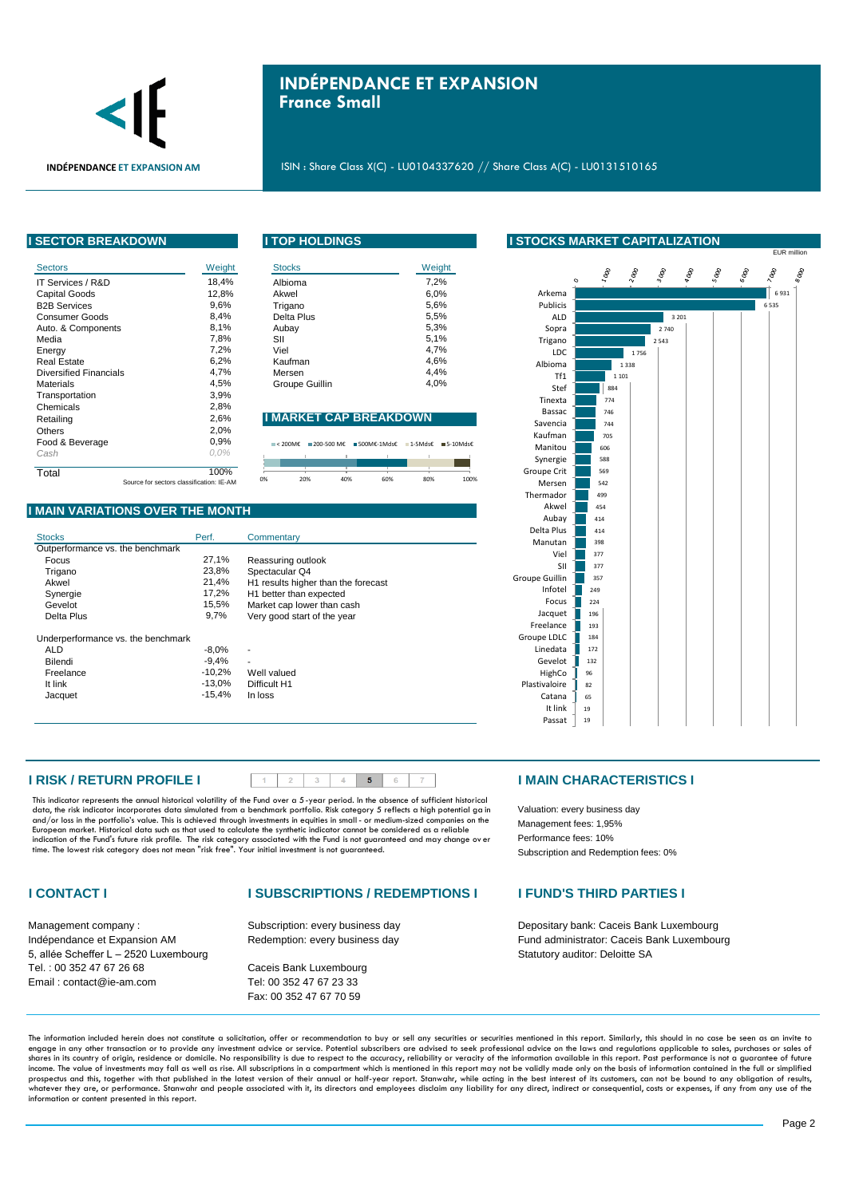# INDÉPENDANCE ET EXPANSION
## France Small

INDÉPENDANCE ET EXPANSION AM

ISIN : Share Class X(C) - LU0104337620 // Share Class A(C) - LU0131510165

## I SECTOR BREAKDOWN

| Sectors | Weight |
|---|---|
| IT Services / R&D | 18,4% |
| Capital Goods | 12,8% |
| B2B Services | 9,6% |
| Consumer Goods | 8,4% |
| Auto. & Components | 8,1% |
| Media | 7,8% |
| Energy | 7,2% |
| Real Estate | 6,2% |
| Diversified Financials | 4,7% |
| Materials | 4,5% |
| Transportation | 3,9% |
| Chemicals | 2,8% |
| Retailing | 2,6% |
| Others | 2,0% |
| Food & Beverage | 0,9% |
| *Cash* | *0,0%* |
| Total | 100% |

Source for sectors classification: IE-AM

## I TOP HOLDINGS

| Stocks | Weight |
|---|---|
| Albioma | 7,2% |
| Akwel | 6,0% |
| Trigano | 5,6% |
| Delta Plus | 5,5% |
| Aubay | 5,3% |
| SII | 5,1% |
| Viel | 4,7% |
| Kaufman | 4,6% |
| Mersen | 4,4% |
| Groupe Guillin | 4,0% |

## I MARKET CAP BREAKDOWN

< 200M€ | 200-500 M€ | 500M€-1Mds€ | 1-5Mds€ | 5-10Mds€

0% 20% 40% 60% 80% 100%

## I STOCKS MARKET CAPITALIZATION

EUR million

0 1 000 2 000 3 000 4 000 5 000 6 000 7 000 8 000

Arkema 6 931
Publicis 6 535
ALD 3 201
Sopra 2 740
Trigano 2 543
LDC 1 756
Albioma 1 338
Tf1 1 101
Stef 884
Tinexta 774
Bassac 746
Savencia 744
Kaufman 705
Manitou 606
Synergie 588
Groupe Crit 569
Mersen 542
Thermador 499
Akwel 454
Aubay 414
Delta Plus 414
Manutan 398
Viel 377
SII 377
Groupe Guillin 357
Infotel 249
Focus 224
Jacquet 196
Freelance 193
Groupe LDLC 184
Linedata 172
Gevelot 132
HighCo 96
Plastivaloire 82
Catana 65
It link 19
Passat 19

## I MAIN VARIATIONS OVER THE MONTH

| Stocks | Perf. | Commentary |
|---|---|---|
| Outperformance vs. the benchmark | | |
| Focus | 27,1% | Reassuring outlook |
| Trigano | 23,8% | Spectacular Q4 |
| Akwel | 21,4% | H1 results higher than the forecast |
| Synergie | 17,2% | H1 better than expected |
| Gevelot | 15,5% | Market cap lower than cash |
| Delta Plus | 9,7% | Very good start of the year |
| Underperformance vs. the benchmark | | |
| ALD | -8,0% | - |
| Bilendi | -9,4% | - |
| Freelance | -10,2% | Well valued |
| It link | -13,0% | Difficult H1 |
| Jacquet | -15,4% | In loss |

## I RISK / RETURN PROFILE I

1 2 3 4 **5** 6 7

This indicator represents the annual historical volatility of the Fund over a 5-year period. In the absence of sufficient historical data, the risk indicator incorporates data simulated from a benchmark portfolio. Risk category 5 reflects a high potential gain and/or loss in the portfolio's value. This is achieved through investments in equities in small - or medium-sized companies on the European market. Historical data such as that used to calculate the synthetic indicator cannot be considered as a reliable indication of the Fund's future risk profile. The risk category associated with the Fund is not guaranteed and may change over time. The lowest risk category does not mean "risk free". Your initial investment is not guaranteed.

## I MAIN CHARACTERISTICS I

Valuation: every business day

Management fees: 1,95%

Performance fees: 10%

Subscription and Redemption fees: 0%

## I CONTACT I

Management company :
Indépendance et Expansion AM
5, allée Scheffer L – 2520 Luxembourg
Tel. : 00 352 47 67 26 68
Email : contact@ie-am.com

## I SUBSCRIPTIONS / REDEMPTIONS I

Subscription: every business day
Redemption: every business day

Caceis Bank Luxembourg
Tel: 00 352 47 67 23 33
Fax: 00 352 47 67 70 59

## I FUND'S THIRD PARTIES I

Depositary bank: Caceis Bank Luxembourg
Fund administrator: Caceis Bank Luxembourg
Statutory auditor: Deloitte SA

The information included herein does not constitute a solicitation, offer or recommendation to buy or sell any securities or securities mentioned in this report. Similarly, this should in no case be seen as an invite to engage in any other transaction or to provide any investment advice or service. Potential subscribers are advised to seek professional advice on the laws and regulations applicable to sales, purchases or sales of shares in its country of origin, residence or domicile. No responsibility is due to respect to the accuracy, reliability or veracity of the information available in this report. Past performance is not a guarantee of future income. The value of investments may fall as well as rise. All subscriptions in a compartment which is mentioned in this report may not be validly made only on the basis of information contained in the full or simplified prospectus and this, together with that published in the latest version of their annual or half-year report. Stanwahr, while acting in the best interest of its customers, can not be bound to any obligation of results, whatever they are, or performance. Stanwahr and people associated with it, its directors and employees disclaim any liability for any direct, indirect or consequential, costs or expenses, if any from any use of the information or content presented in this report.